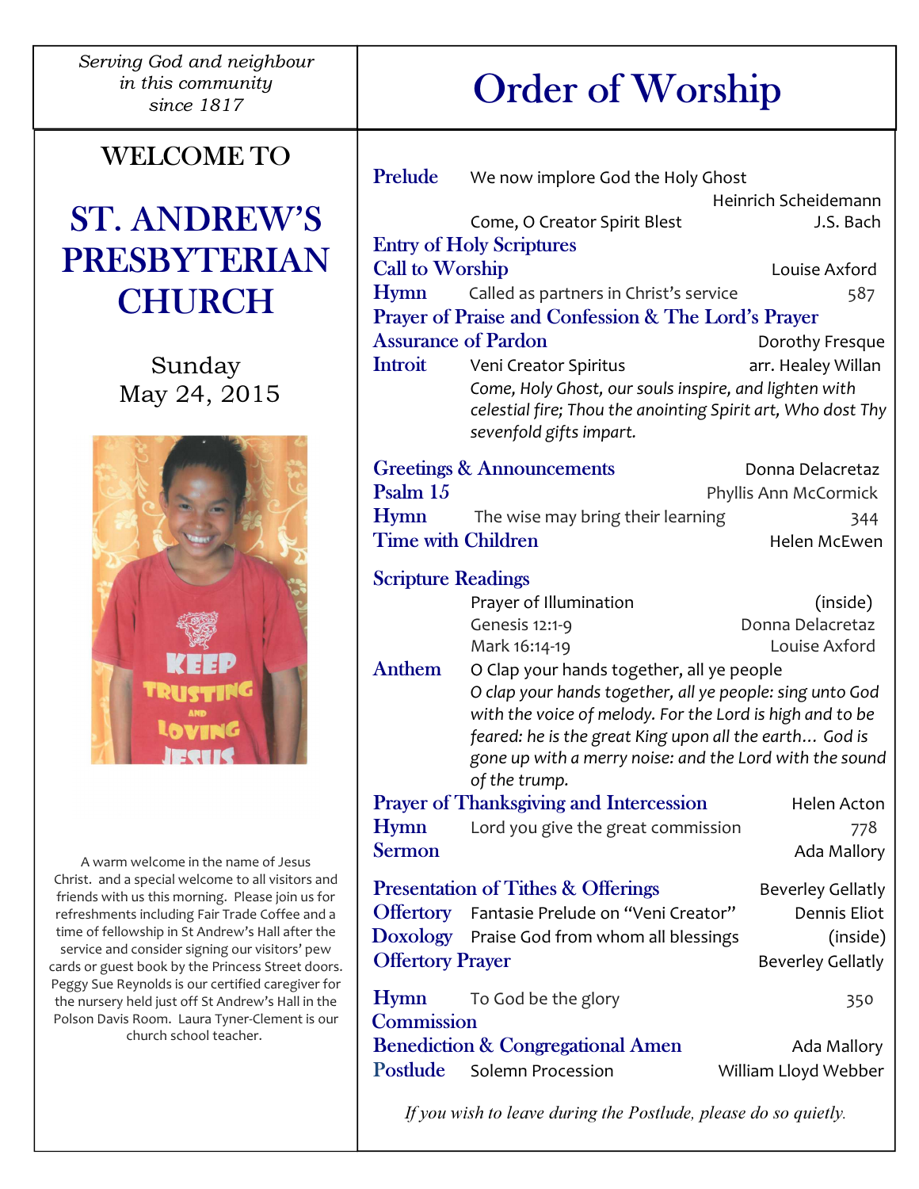*Serving God and neighbour in this community since 1817*

# WELCOME TO

# ST. ANDREW'S PRESBYTERIAN CHURCH

Sunday
May 24, 2015

A warm welcome in the name of Jesus Christ. and a special welcome to all visitors and friends with us this morning. Please join us for refreshments including Fair Trade Coffee and a time of fellowship in St Andrew's Hall after the service and consider signing our visitors' pew cards or guest book by the Princess Street doors. Peggy Sue Reynolds is our certified caregiver for the nursery held just off St Andrew's Hall in the Polson Davis Room. Laura Tyner-Clement is our church school teacher.

# Order of Worship

**Prelude** We now implore God the Holy Ghost — Heinrich Scheidemann
Come, O Creator Spirit Blest — J.S. Bach

**Entry of Holy Scriptures**

**Call to Worship** — Louise Axford

**Hymn** Called as partners in Christ's service — 587

**Prayer of Praise and Confession & The Lord's Prayer**

**Assurance of Pardon** — Dorothy Fresque

**Introit** Veni Creator Spiritus — arr. Healey Willan
*Come, Holy Ghost, our souls inspire, and lighten with celestial fire; Thou the anointing Spirit art, Who dost Thy sevenfold gifts impart.*

**Greetings & Announcements** — Donna Delacretaz

**Psalm 15** — Phyllis Ann McCormick

**Hymn** The wise may bring their learning — 344

**Time with Children** — Helen McEwen

**Scripture Readings**
Prayer of Illumination — (inside)
Genesis 12:1-9 — Donna Delacretaz
Mark 16:14-19 — Louise Axford

**Anthem** O Clap your hands together, all ye people
*O clap your hands together, all ye people: sing unto God with the voice of melody. For the Lord is high and to be feared: he is the great King upon all the earth… God is gone up with a merry noise: and the Lord with the sound of the trump.*

**Prayer of Thanksgiving and Intercession** — Helen Acton

**Hymn** Lord you give the great commission — 778

**Sermon** — Ada Mallory

**Presentation of Tithes & Offerings** — Beverley Gellatly

**Offertory** Fantasie Prelude on "Veni Creator" — Dennis Eliot

**Doxology** Praise God from whom all blessings — (inside)

**Offertory Prayer** — Beverley Gellatly

**Hymn** To God be the glory — 350

**Commission**

**Benediction & Congregational Amen** — Ada Mallory

**Postlude** Solemn Procession — William Lloyd Webber

*If you wish to leave during the Postlude, please do so quietly.*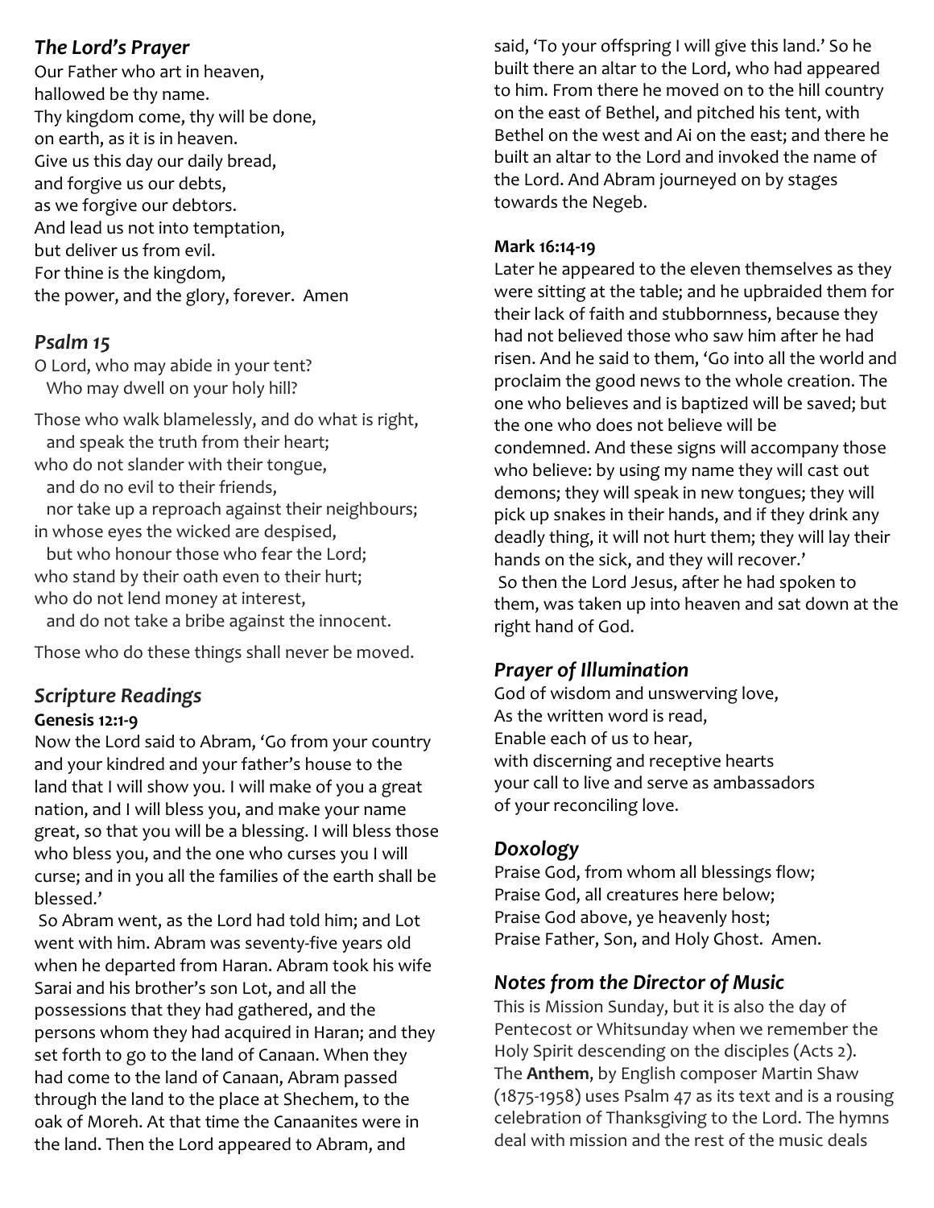## *The Lord's Prayer*

Our Father who art in heaven,
hallowed be thy name.
Thy kingdom come, thy will be done,
on earth, as it is in heaven.
Give us this day our daily bread,
and forgive us our debts,
as we forgive our debtors.
And lead us not into temptation,
but deliver us from evil.
For thine is the kingdom,
the power, and the glory, forever. Amen

## *Psalm 15*

O Lord, who may abide in your tent?
Who may dwell on your holy hill?

Those who walk blamelessly, and do what is right,
and speak the truth from their heart;
who do not slander with their tongue,
and do no evil to their friends,
nor take up a reproach against their neighbours;
in whose eyes the wicked are despised,
but who honour those who fear the Lord;
who stand by their oath even to their hurt;
who do not lend money at interest,
and do not take a bribe against the innocent.

Those who do these things shall never be moved.

## *Scripture Readings*

**Genesis 12:1-9**

Now the Lord said to Abram, 'Go from your country and your kindred and your father's house to the land that I will show you. I will make of you a great nation, and I will bless you, and make your name great, so that you will be a blessing. I will bless those who bless you, and the one who curses you I will curse; and in you all the families of the earth shall be blessed.'

So Abram went, as the Lord had told him; and Lot went with him. Abram was seventy-five years old when he departed from Haran. Abram took his wife Sarai and his brother's son Lot, and all the possessions that they had gathered, and the persons whom they had acquired in Haran; and they set forth to go to the land of Canaan. When they had come to the land of Canaan, Abram passed through the land to the place at Shechem, to the oak of Moreh. At that time the Canaanites were in the land. Then the Lord appeared to Abram, and said, 'To your offspring I will give this land.' So he built there an altar to the Lord, who had appeared to him. From there he moved on to the hill country on the east of Bethel, and pitched his tent, with Bethel on the west and Ai on the east; and there he built an altar to the Lord and invoked the name of the Lord. And Abram journeyed on by stages towards the Negeb.

**Mark 16:14-19**

Later he appeared to the eleven themselves as they were sitting at the table; and he upbraided them for their lack of faith and stubbornness, because they had not believed those who saw him after he had risen. And he said to them, 'Go into all the world and proclaim the good news to the whole creation. The one who believes and is baptized will be saved; but the one who does not believe will be condemned. And these signs will accompany those who believe: by using my name they will cast out demons; they will speak in new tongues; they will pick up snakes in their hands, and if they drink any deadly thing, it will not hurt them; they will lay their hands on the sick, and they will recover.'

So then the Lord Jesus, after he had spoken to them, was taken up into heaven and sat down at the right hand of God.

## *Prayer of Illumination*

God of wisdom and unswerving love,
As the written word is read,
Enable each of us to hear,
with discerning and receptive hearts
your call to live and serve as ambassadors
of your reconciling love.

## *Doxology*

Praise God, from whom all blessings flow;
Praise God, all creatures here below;
Praise God above, ye heavenly host;
Praise Father, Son, and Holy Ghost. Amen.

## *Notes from the Director of Music*

This is Mission Sunday, but it is also the day of Pentecost or Whitsunday when we remember the Holy Spirit descending on the disciples (Acts 2). The **Anthem**, by English composer Martin Shaw (1875-1958) uses Psalm 47 as its text and is a rousing celebration of Thanksgiving to the Lord. The hymns deal with mission and the rest of the music deals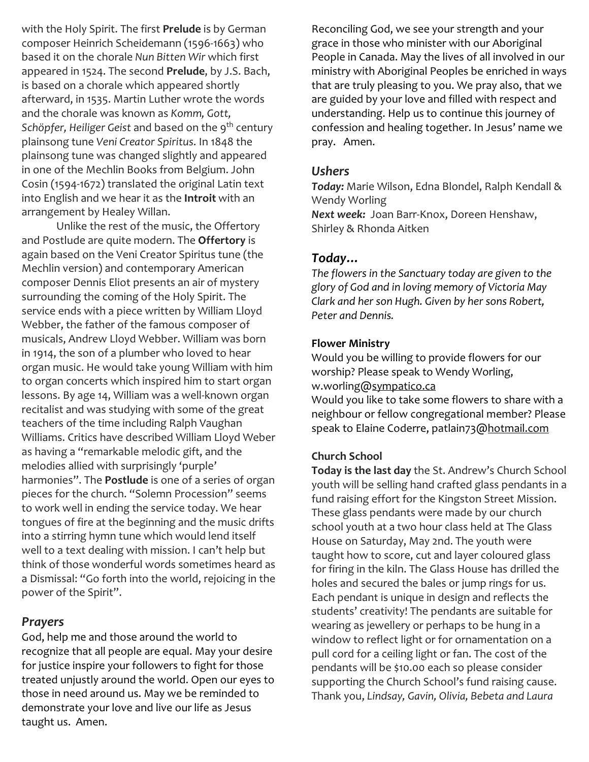with the Holy Spirit. The first **Prelude** is by German composer Heinrich Scheidemann (1596-1663) who based it on the chorale *Nun Bitten Wir* which first appeared in 1524. The second **Prelude**, by J.S. Bach, is based on a chorale which appeared shortly afterward, in 1535. Martin Luther wrote the words and the chorale was known as *Komm, Gott, Schöpfer, Heiliger Geist* and based on the 9th century plainsong tune *Veni Creator Spiritus*. In 1848 the plainsong tune was changed slightly and appeared in one of the Mechlin Books from Belgium. John Cosin (1594-1672) translated the original Latin text into English and we hear it as the **Introit** with an arrangement by Healey Willan.

Unlike the rest of the music, the Offertory and Postlude are quite modern. The **Offertory** is again based on the Veni Creator Spiritus tune (the Mechlin version) and contemporary American composer Dennis Eliot presents an air of mystery surrounding the coming of the Holy Spirit. The service ends with a piece written by William Lloyd Webber, the father of the famous composer of musicals, Andrew Lloyd Webber. William was born in 1914, the son of a plumber who loved to hear organ music. He would take young William with him to organ concerts which inspired him to start organ lessons. By age 14, William was a well-known organ recitalist and was studying with some of the great teachers of the time including Ralph Vaughan Williams. Critics have described William Lloyd Weber as having a "remarkable melodic gift, and the melodies allied with surprisingly 'purple' harmonies". The **Postlude** is one of a series of organ pieces for the church. "Solemn Procession" seems to work well in ending the service today. We hear tongues of fire at the beginning and the music drifts into a stirring hymn tune which would lend itself well to a text dealing with mission. I can't help but think of those wonderful words sometimes heard as a Dismissal: "Go forth into the world, rejoicing in the power of the Spirit".

## *Prayers*

God, help me and those around the world to recognize that all people are equal. May your desire for justice inspire your followers to fight for those treated unjustly around the world. Open our eyes to those in need around us. May we be reminded to demonstrate your love and live our life as Jesus taught us. Amen.

Reconciling God, we see your strength and your grace in those who minister with our Aboriginal People in Canada. May the lives of all involved in our ministry with Aboriginal Peoples be enriched in ways that are truly pleasing to you. We pray also, that we are guided by your love and filled with respect and understanding. Help us to continue this journey of confession and healing together. In Jesus' name we pray. Amen.

## *Ushers*

***Today:*** Marie Wilson, Edna Blondel, Ralph Kendall & Wendy Worling
***Next week:*** Joan Barr-Knox, Doreen Henshaw, Shirley & Rhonda Aitken

## *Today…*

*The flowers in the Sanctuary today are given to the glory of God and in loving memory of Victoria May Clark and her son Hugh. Given by her sons Robert, Peter and Dennis.*

### Flower Ministry

Would you be willing to provide flowers for our worship? Please speak to Wendy Worling, w.worling@sympatico.ca
Would you like to take some flowers to share with a neighbour or fellow congregational member? Please speak to Elaine Coderre, patlain73@hotmail.com

### Church School

**Today is the last day** the St. Andrew's Church School youth will be selling hand crafted glass pendants in a fund raising effort for the Kingston Street Mission. These glass pendants were made by our church school youth at a two hour class held at The Glass House on Saturday, May 2nd. The youth were taught how to score, cut and layer coloured glass for firing in the kiln. The Glass House has drilled the holes and secured the bales or jump rings for us. Each pendant is unique in design and reflects the students' creativity! The pendants are suitable for wearing as jewellery or perhaps to be hung in a window to reflect light or for ornamentation on a pull cord for a ceiling light or fan. The cost of the pendants will be $10.00 each so please consider supporting the Church School's fund raising cause. Thank you, *Lindsay, Gavin, Olivia, Bebeta and Laura*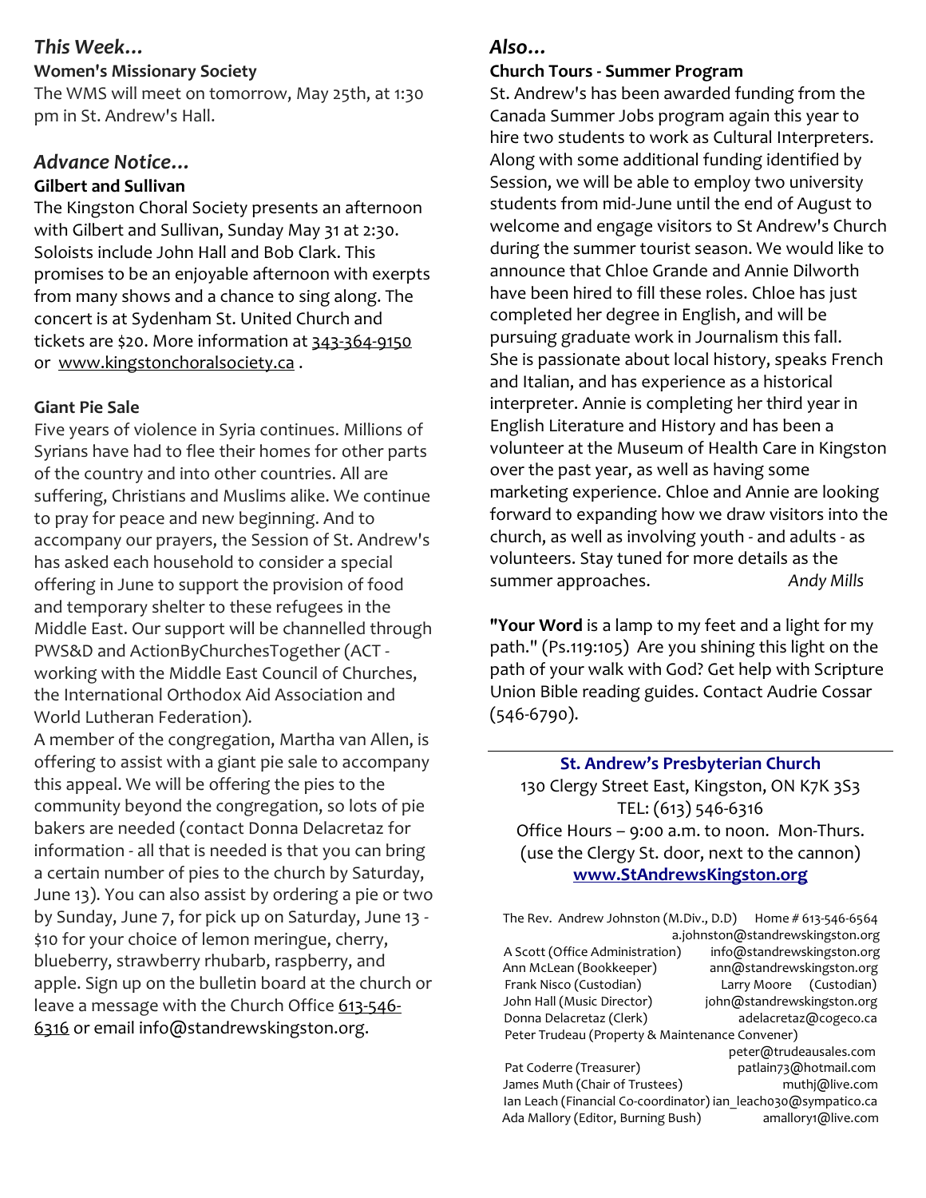## *This Week…*

**Women's Missionary Society**

The WMS will meet on tomorrow, May 25th, at 1:30 pm in St. Andrew's Hall.

## *Advance Notice…*

**Gilbert and Sullivan**

The Kingston Choral Society presents an afternoon with Gilbert and Sullivan, Sunday May 31 at 2:30. Soloists include John Hall and Bob Clark. This promises to be an enjoyable afternoon with exerpts from many shows and a chance to sing along. The concert is at Sydenham St. United Church and tickets are $20. More information at 343-364-9150 or www.kingstonchoralsociety.ca .

**Giant Pie Sale**

Five years of violence in Syria continues. Millions of Syrians have had to flee their homes for other parts of the country and into other countries. All are suffering, Christians and Muslims alike. We continue to pray for peace and new beginning. And to accompany our prayers, the Session of St. Andrew's has asked each household to consider a special offering in June to support the provision of food and temporary shelter to these refugees in the Middle East. Our support will be channelled through PWS&D and ActionByChurchesTogether (ACT - working with the Middle East Council of Churches, the International Orthodox Aid Association and World Lutheran Federation).

A member of the congregation, Martha van Allen, is offering to assist with a giant pie sale to accompany this appeal. We will be offering the pies to the community beyond the congregation, so lots of pie bakers are needed (contact Donna Delacretaz for information - all that is needed is that you can bring a certain number of pies to the church by Saturday, June 13). You can also assist by ordering a pie or two by Sunday, June 7, for pick up on Saturday, June 13 - $10 for your choice of lemon meringue, cherry, blueberry, strawberry rhubarb, raspberry, and apple. Sign up on the bulletin board at the church or leave a message with the Church Office 613-546-6316 or email info@standrewskingston.org.

## *Also…*

**Church Tours - Summer Program**

St. Andrew's has been awarded funding from the Canada Summer Jobs program again this year to hire two students to work as Cultural Interpreters. Along with some additional funding identified by Session, we will be able to employ two university students from mid-June until the end of August to welcome and engage visitors to St Andrew's Church during the summer tourist season. We would like to announce that Chloe Grande and Annie Dilworth have been hired to fill these roles. Chloe has just completed her degree in English, and will be pursuing graduate work in Journalism this fall. She is passionate about local history, speaks French and Italian, and has experience as a historical interpreter. Annie is completing her third year in English Literature and History and has been a volunteer at the Museum of Health Care in Kingston over the past year, as well as having some marketing experience. Chloe and Annie are looking forward to expanding how we draw visitors into the church, as well as involving youth - and adults - as volunteers. Stay tuned for more details as the summer approaches. *Andy Mills*

**"Your Word** is a lamp to my feet and a light for my path." (Ps.119:105) Are you shining this light on the path of your walk with God? Get help with Scripture Union Bible reading guides. Contact Audrie Cossar (546-6790).

---

**St. Andrew's Presbyterian Church**
130 Clergy Street East, Kingston, ON K7K 3S3
TEL: (613) 546-6316
Office Hours – 9:00 a.m. to noon. Mon-Thurs.
(use the Clergy St. door, next to the cannon)
**www.StAndrewsKingston.org**

The Rev. Andrew Johnston (M.Div., D.D) Home # 613-546-6564
a.johnston@standrewskingston.org
A Scott (Office Administration) info@standrewskingston.org
Ann McLean (Bookkeeper) ann@standrewskingston.org
Frank Nisco (Custodian) Larry Moore (Custodian)
John Hall (Music Director) john@standrewskingston.org
Donna Delacretaz (Clerk) adelacretaz@cogeco.ca
Peter Trudeau (Property & Maintenance Convener)
peter@trudeausales.com
Pat Coderre (Treasurer) patlain73@hotmail.com
James Muth (Chair of Trustees) muthj@live.com
Ian Leach (Financial Co-coordinator) ian_leach030@sympatico.ca
Ada Mallory (Editor, Burning Bush) amallory1@live.com